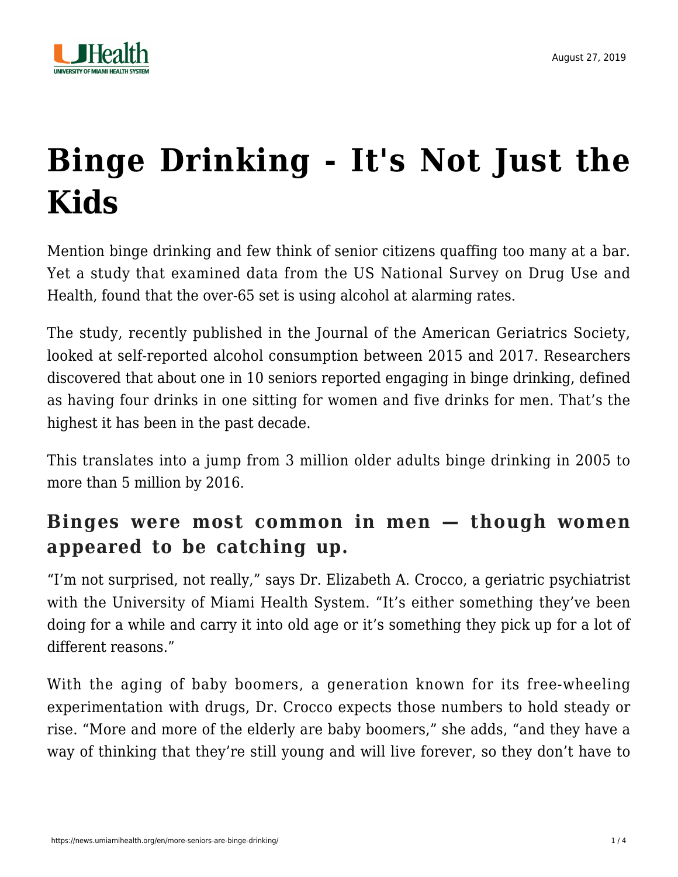# Binge Drinking - It's Not Just the Kids

Mention binge drinking and few think of senior citizens quaffing too many at a bar. Yet a study that examined data from the US National Survey on Drug Use and Health, found that the over-65 set is using alcohol at alarming rates.

The study, recently published in the Journal of the American Geriatrics Society, looked at self-reported alcohol consumption between 2015 and 2017. Researchers discovered that about one in 10 seniors reported engaging in binge drinking, defined as having four drinks in one sitting for women and five drinks for men. That's the highest it has been in the past decade.

This translates into a jump from 3 million older adults binge drinking in 2005 to more than 5 million by 2016.

## Binges were most common in men — though women appeared to be catching up.

"I'm not surprised, not really," says Dr. Elizabeth A. Crocco, a geriatric psychiatrist with the University of Miami Health System. "It's either something they've been doing for a while and carry it into old age or it's something they pick up for a lot of different reasons."

With the aging of baby boomers, a generation known for its free-wheeling experimentation with drugs, Dr. Crocco expects those numbers to hold steady or rise. "More and more of the elderly are baby boomers," she adds, "and they have a way of thinking that they're still young and will live forever, so they don't have to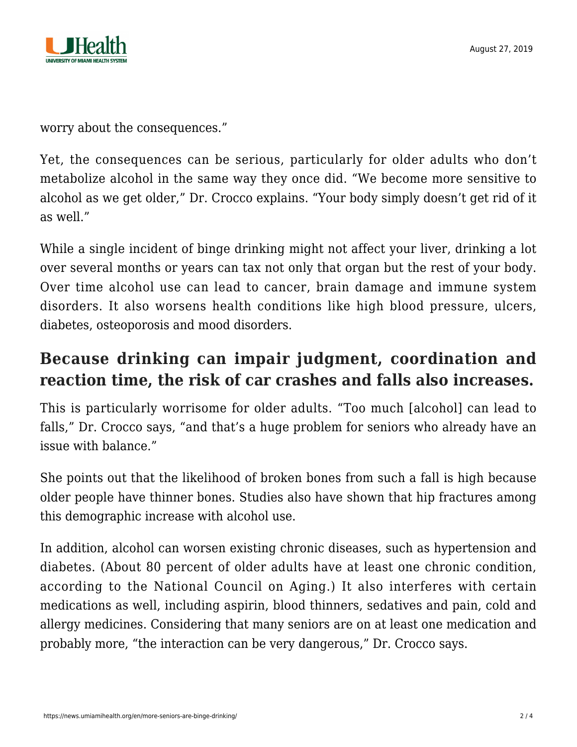worry about the consequences."

Yet, the consequences can be serious, particularly for older adults who don't metabolize alcohol in the same way they once did. "We become more sensitive to alcohol as we get older," Dr. Crocco explains. "Your body simply doesn't get rid of it as well."

While a single incident of binge drinking might not affect your liver, drinking a lot over several months or years can tax not only that organ but the rest of your body. Over time alcohol use can lead to cancer, brain damage and immune system disorders. It also worsens health conditions like high blood pressure, ulcers, diabetes, osteoporosis and mood disorders.

## Because drinking can impair judgment, coordination and reaction time, the risk of car crashes and falls also increases.

This is particularly worrisome for older adults. "Too much [alcohol] can lead to falls," Dr. Crocco says, "and that's a huge problem for seniors who already have an issue with balance."

She points out that the likelihood of broken bones from such a fall is high because older people have thinner bones. Studies also have shown that hip fractures among this demographic increase with alcohol use.

In addition, alcohol can worsen existing chronic diseases, such as hypertension and diabetes. (About 80 percent of older adults have at least one chronic condition, according to the National Council on Aging.) It also interferes with certain medications as well, including aspirin, blood thinners, sedatives and pain, cold and allergy medicines. Considering that many seniors are on at least one medication and probably more, "the interaction can be very dangerous," Dr. Crocco says.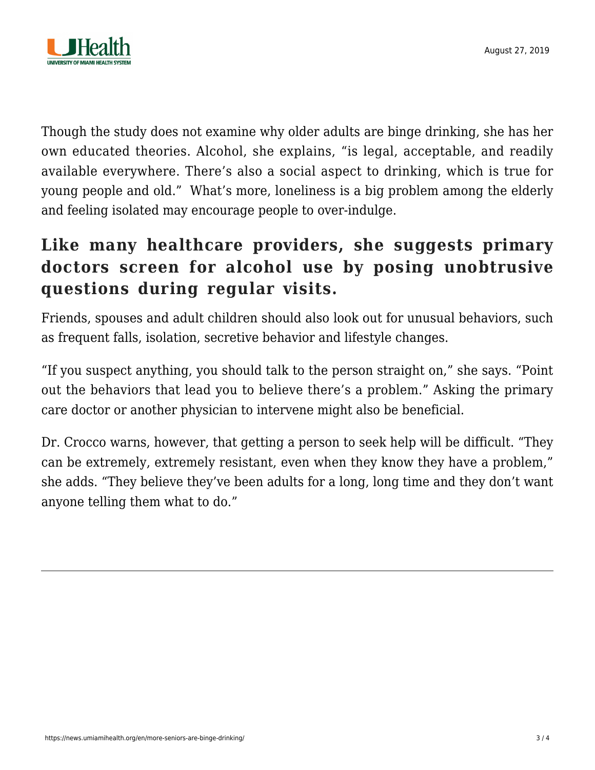Though the study does not examine why older adults are binge drinking, she has her own educated theories. Alcohol, she explains, "is legal, acceptable, and readily available everywhere. There's also a social aspect to drinking, which is true for young people and old." What's more, loneliness is a big problem among the elderly and feeling isolated may encourage people to over-indulge.

## Like many healthcare providers, she suggests primary doctors screen for alcohol use by posing unobtrusive questions during regular visits.

Friends, spouses and adult children should also look out for unusual behaviors, such as frequent falls, isolation, secretive behavior and lifestyle changes.

"If you suspect anything, you should talk to the person straight on," she says. "Point out the behaviors that lead you to believe there's a problem." Asking the primary care doctor or another physician to intervene might also be beneficial.

Dr. Crocco warns, however, that getting a person to seek help will be difficult. "They can be extremely, extremely resistant, even when they know they have a problem," she adds. "They believe they've been adults for a long, long time and they don't want anyone telling them what to do."

---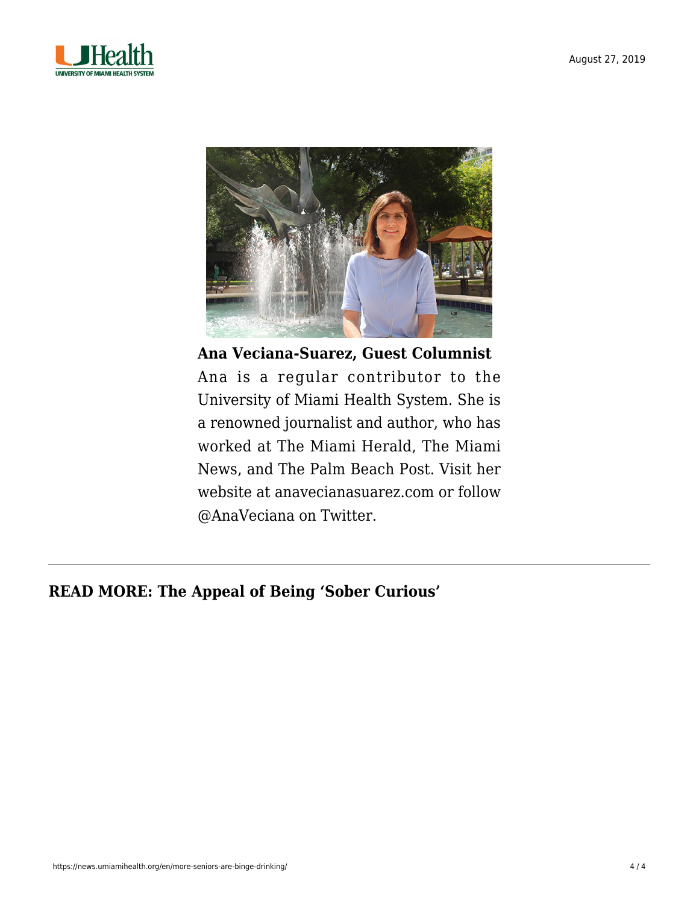**Ana Veciana-Suarez, Guest Columnist**
Ana is a regular contributor to the University of Miami Health System. She is a renowned journalist and author, who has worked at The Miami Herald, The Miami News, and The Palm Beach Post. Visit her website at anavecianasuarez.com or follow @AnaVeciana on Twitter.

---

**READ MORE: The Appeal of Being 'Sober Curious'**